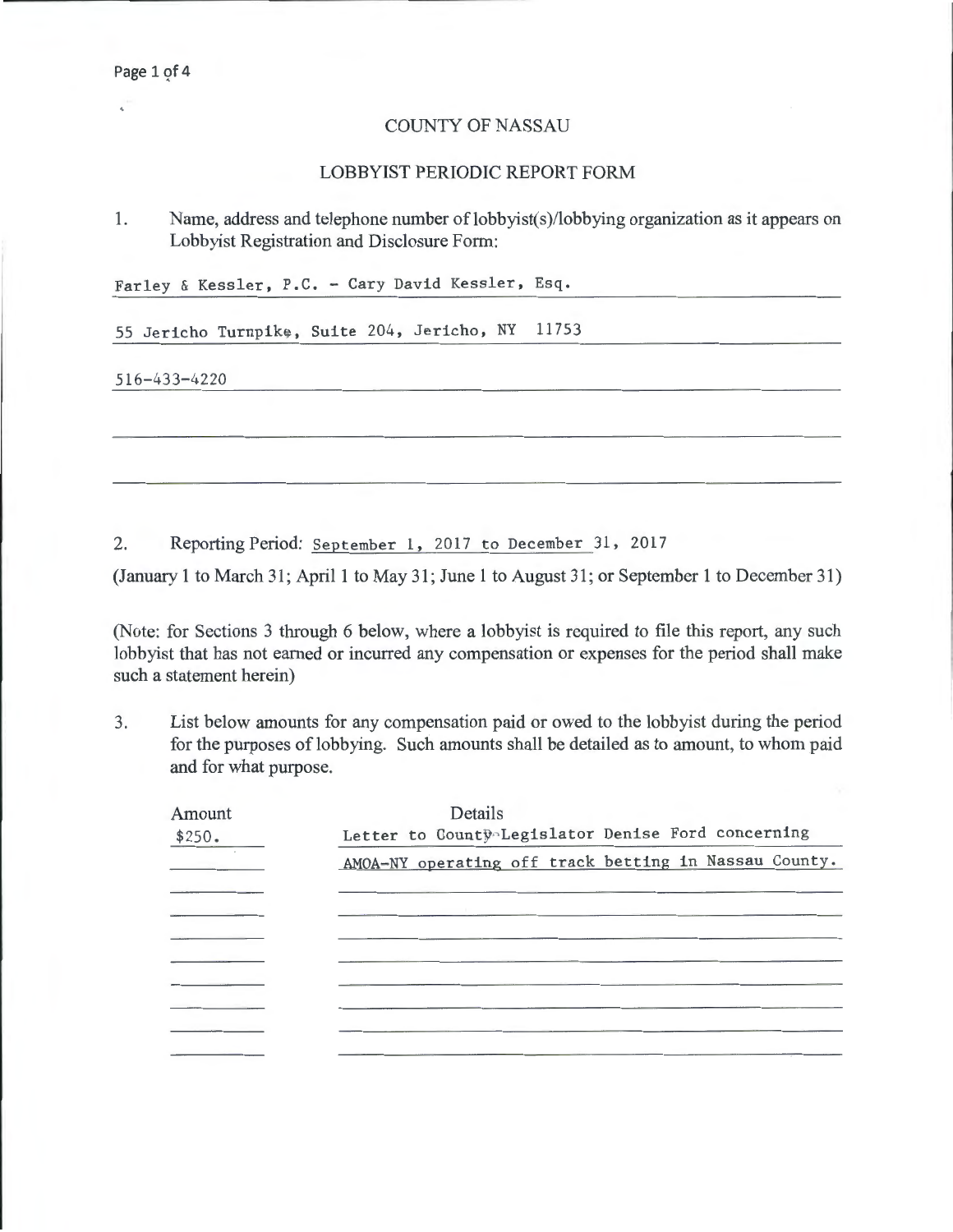# COUNTY OF NASSAU

## LOBBYIST PERIODIC REPORT FORM

1. Name, address and telephone number of lobbyist(s)/lobbying organization as it appears on Lobbyist Registration and Disclosure Form:

Farley & Kessler, P.C. - Cary David Kessler, Esq.

55 Jericho Turnpike, Suite 204, Jericho, NY 11753

516-433-4220

2. Reporting Period: September 1, 2017 to December 31, 2017

(January 1 to March 31; April 1 to May 31; June 1 to August 31; or September 1 to December 31)

(Note: for Sections 3 through 6 below, where a lobbyist is required to file this report, any such lobbyist that has not earned or incurred any compensation or expenses for the period shall make such a statement herein)

3. List below amounts for any compensation paid or owed to the lobbyist during the period for the purposes of lobbying. Such amounts shall be detailed as to amount, to whom paid and for what purpose.

| Amount | Details |
|---|---|
| $250. | Letter to County Legislator Denise Ford concerning AMOA-NY operating off track betting in Nassau County. |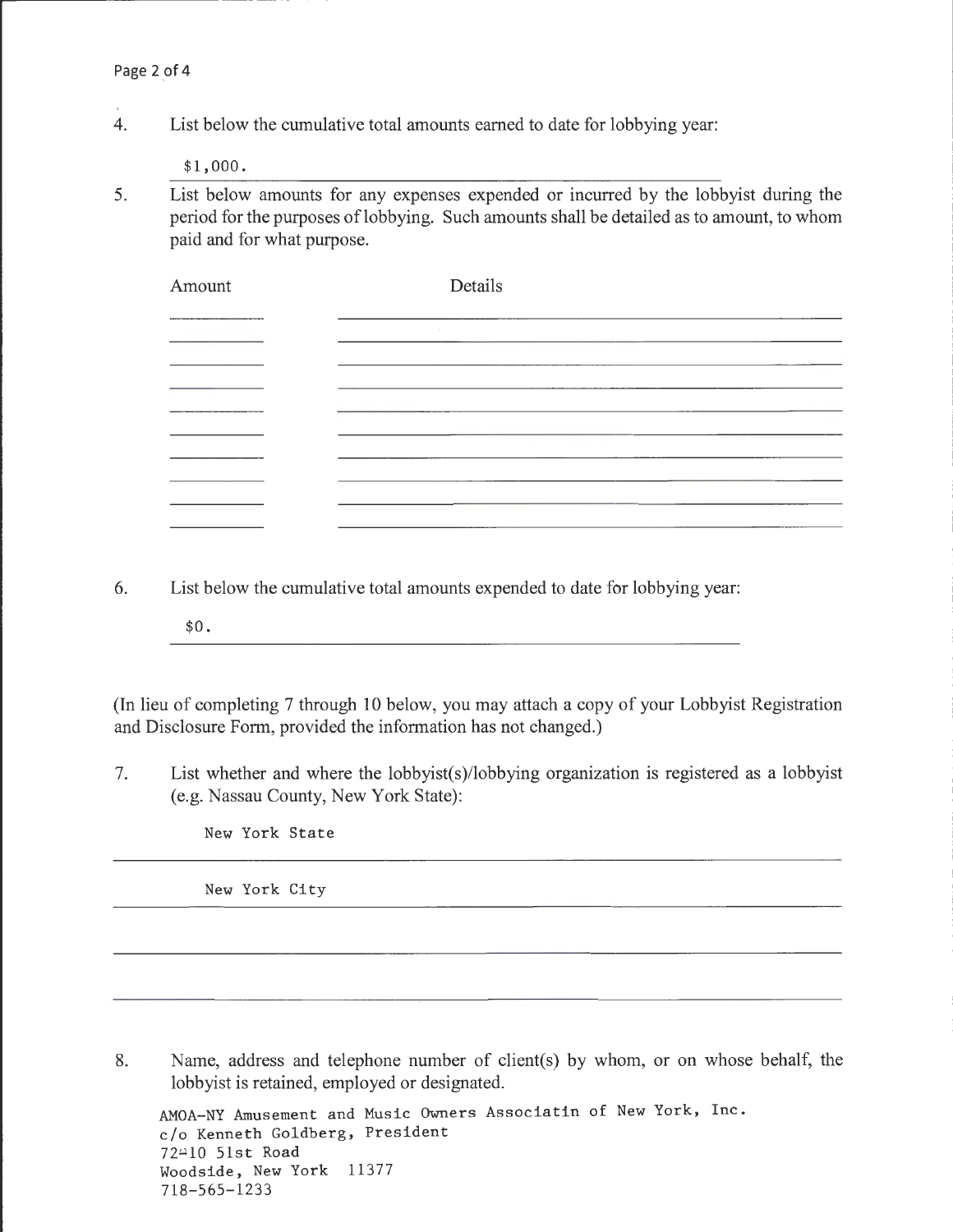4. List below the cumulative total amounts earned to date for lobbying year:

   $1,000.

5. List below amounts for any expenses expended or incurred by the lobbyist during the period for the purposes of lobbying. Such amounts shall be detailed as to amount, to whom paid and for what purpose.

| Amount | Details |
| --- | --- |
| | |
| | |
| | |
| | |
| | |
| | |
| | |
| | |
| | |
| | |

6. List below the cumulative total amounts expended to date for lobbying year:

   $0.

(In lieu of completing 7 through 10 below, you may attach a copy of your Lobbyist Registration and Disclosure Form, provided the information has not changed.)

7. List whether and where the lobbyist(s)/lobbying organization is registered as a lobbyist (e.g. Nassau County, New York State):

   New York State

   New York City

8. Name, address and telephone number of client(s) by whom, or on whose behalf, the lobbyist is retained, employed or designated.

   AMOA-NY Amusement and Music Owners Associatin of New York, Inc.
   c/o Kenneth Goldberg, President
   72-10 51st Road
   Woodside, New York 11377
   718-565-1233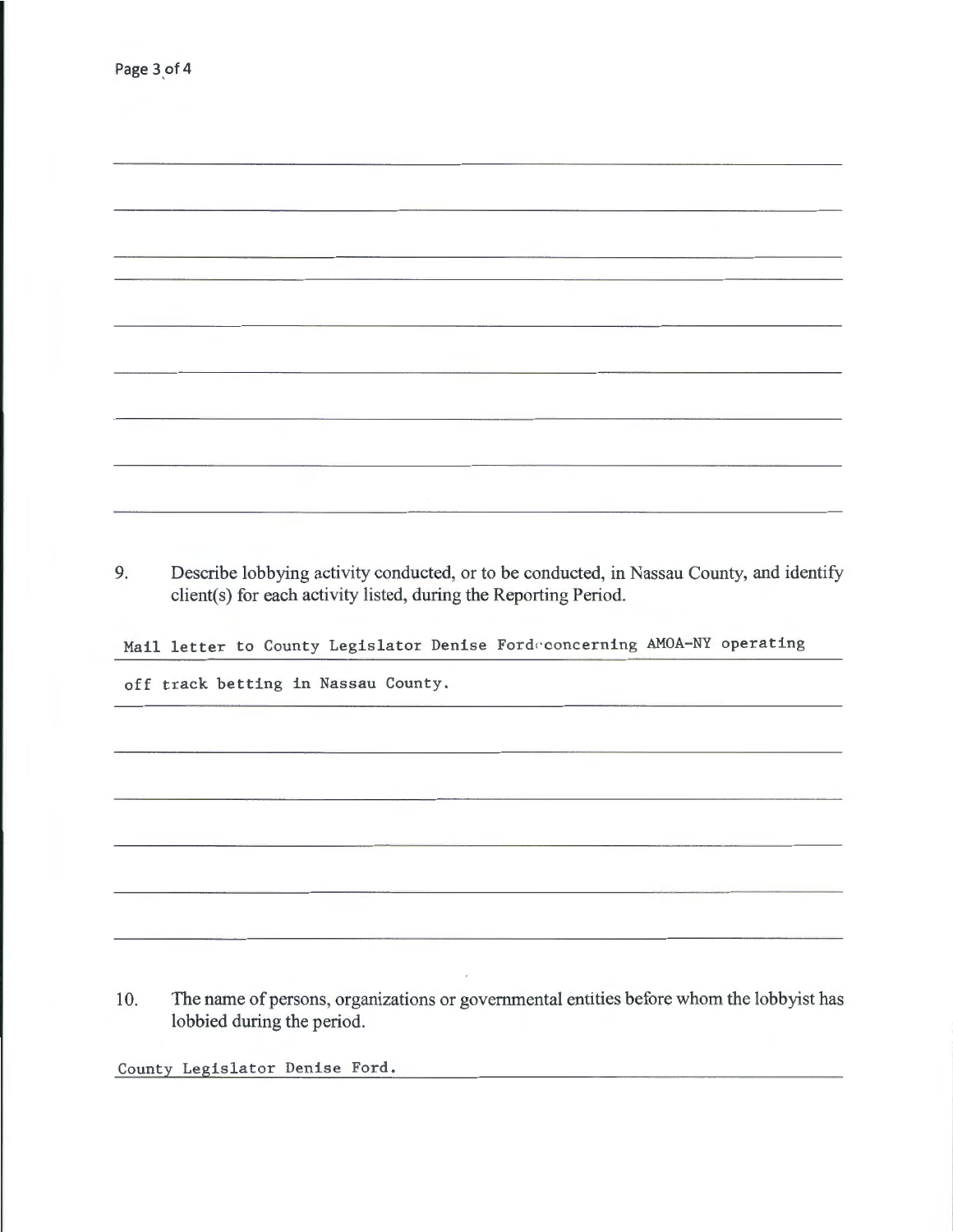9. Describe lobbying activity conducted, or to be conducted, in Nassau County, and identify client(s) for each activity listed, during the Reporting Period.

Mail letter to County Legislator Denise Ford concerning AMOA-NY operating off track betting in Nassau County.

10. The name of persons, organizations or governmental entities before whom the lobbyist has lobbied during the period.

County Legislator Denise Ford.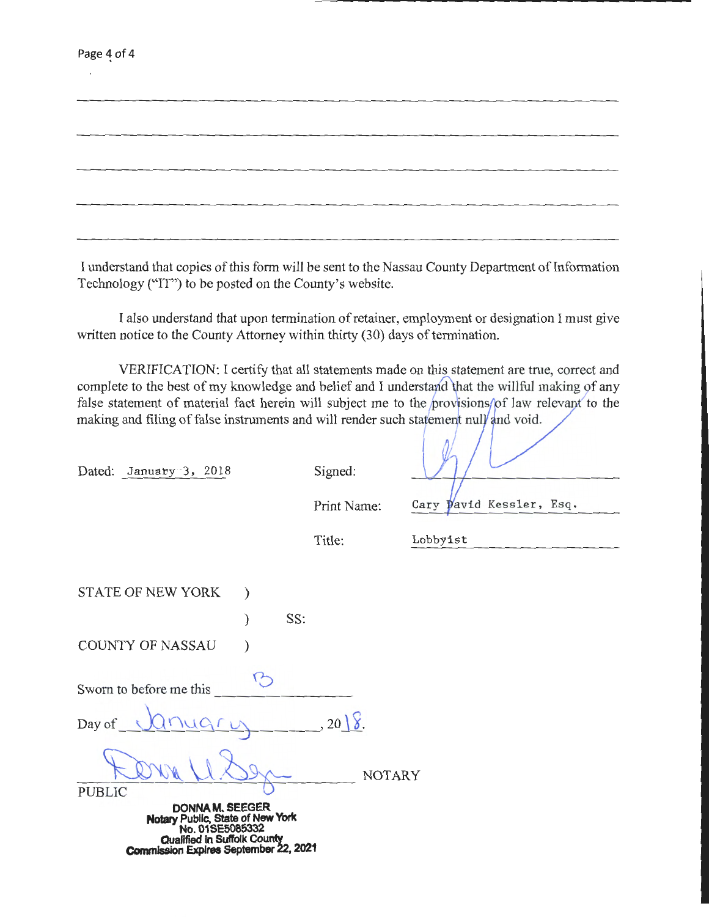I understand that copies of this form will be sent to the Nassau County Department of Information Technology ("IT") to be posted on the County's website.

I also understand that upon termination of retainer, employment or designation I must give written notice to the County Attorney within thirty (30) days of termination.

VERIFICATION: I certify that all statements made on this statement are true, correct and complete to the best of my knowledge and belief and I understand that the willful making of any false statement of material fact herein will subject me to the provisions of law relevant to the making and filing of false instruments and will render such statement null and void.

Dated: January 3, 2018

Signed: ______________________

Print Name: Cary David Kessler, Esq.

Title: Lobbyist

STATE OF NEW YORK )
) SS:
COUNTY OF NASSAU )

Sworn to before me this 3

Day of January, 2018.

______________________ NOTARY PUBLIC

DONNA M. SEEGER
Notary Public, State of New York
No. 01SE5085332
Qualified in Suffolk County
Commission Expires September 22, 2021